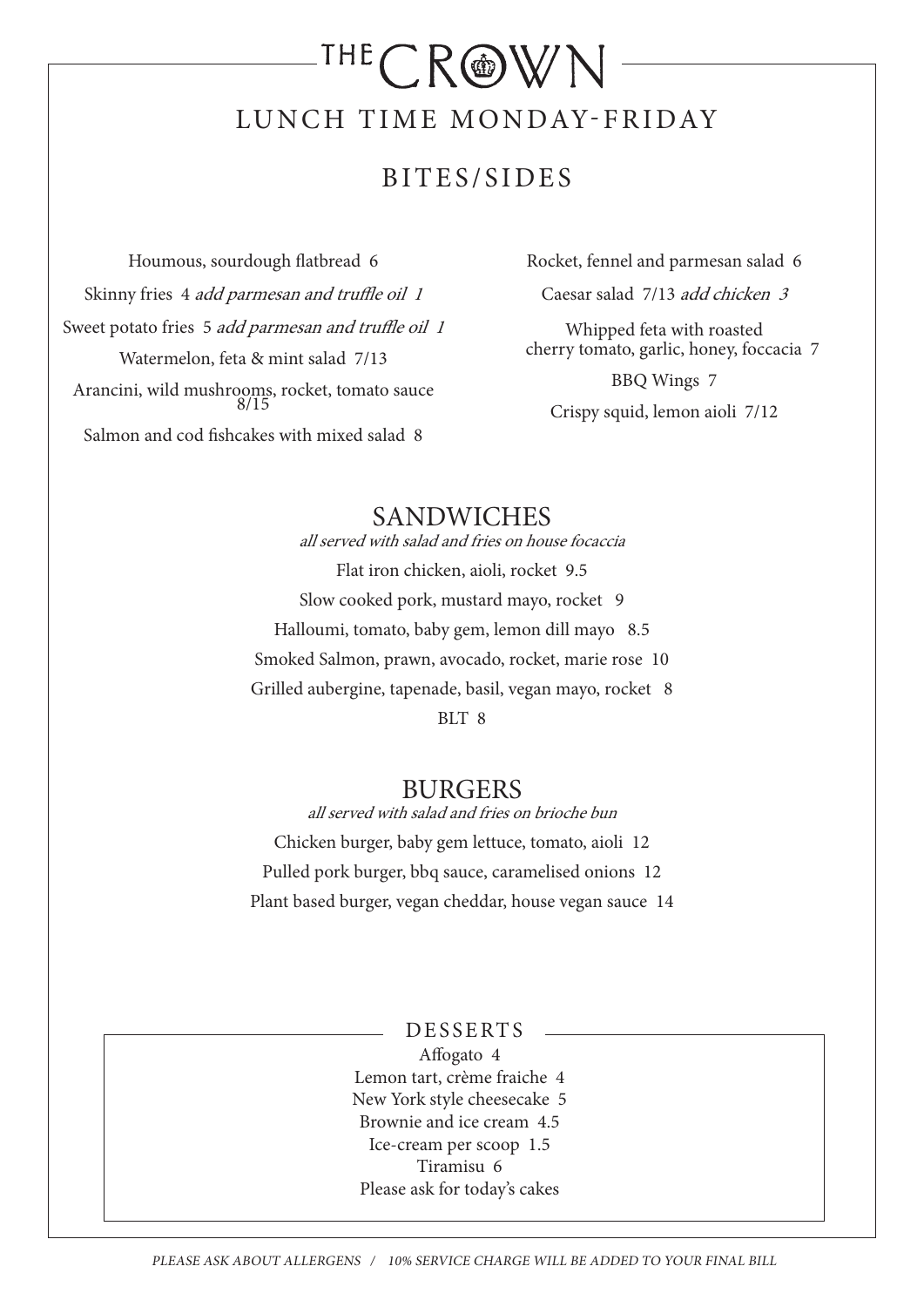# THE CROWN

## LUNCH TIME MONDAY-FRIDAY

## BITES/SIDES

Houmous, sourdough flatbread 6

Skinny fries 4 *add parmesan and truffle oil 1*

Sweet potato fries 5 *add parmesan and truffle oil 1*

Watermelon, feta & mint salad 7/13

Arancini, wild mushrooms, rocket, tomato sauce 8/15

Salmon and cod fishcakes with mixed salad 8

Rocket, fennel and parmesan salad 6

Caesar salad 7/13 *add chicken 3*

Whipped feta with roasted cherry tomato, garlic, honey, foccacia 7

BBQ Wings 7

Crispy squid, lemon aioli 7/12

## SANDWICHES

*all served with salad and fries on house focaccia*

Flat iron chicken, aioli, rocket 9.5

Slow cooked pork, mustard mayo, rocket 9

Halloumi, tomato, baby gem, lemon dill mayo 8.5

Smoked Salmon, prawn, avocado, rocket, marie rose 10

Grilled aubergine, tapenade, basil, vegan mayo, rocket 8

BLT 8

## BURGERS

*all served with salad and fries on brioche bun*

Chicken burger, baby gem lettuce, tomato, aioli 12

Pulled pork burger, bbq sauce, caramelised onions 12

Plant based burger, vegan cheddar, house vegan sauce 14

## DESSERTS

Affogato 4

Lemon tart, crème fraiche 4

New York style cheesecake 5

Brownie and ice cream 4.5

Ice-cream per scoop 1.5

Tiramisu 6

Please ask for today's cakes

*PLEASE ASK ABOUT ALLERGENS / 10% SERVICE CHARGE WILL BE ADDED TO YOUR FINAL BILL*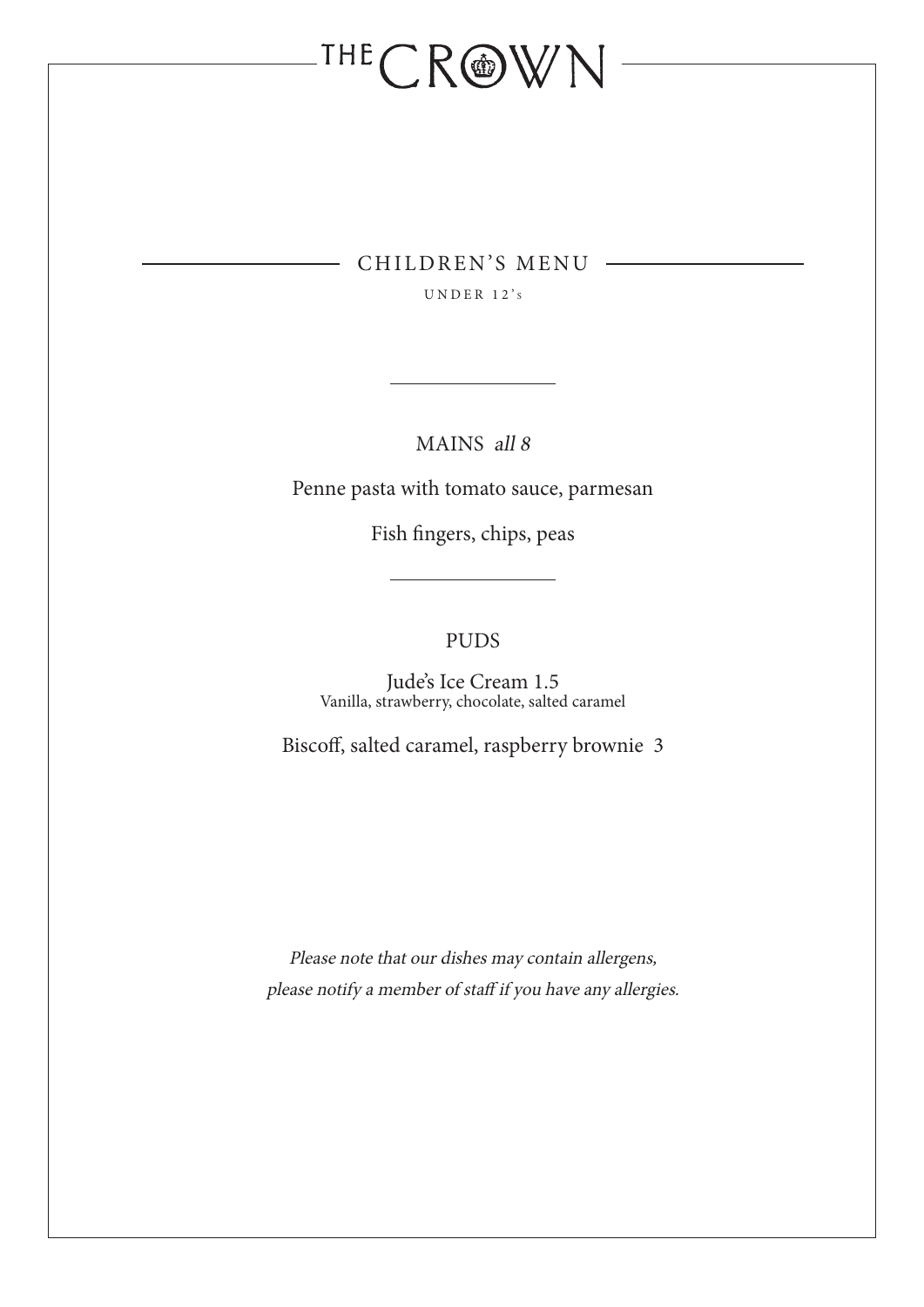# THE CROWN

## CHILDREN'S MENU

UNDER 12's

### MAINS *all 8*

Penne pasta with tomato sauce, parmesan

Fish fingers, chips, peas

### PUDS

Jude's Ice Cream 1.5
Vanilla, strawberry, chocolate, salted caramel

Biscoff, salted caramel, raspberry brownie 3

*Please note that our dishes may contain allergens, please notify a member of staff if you have any allergies.*